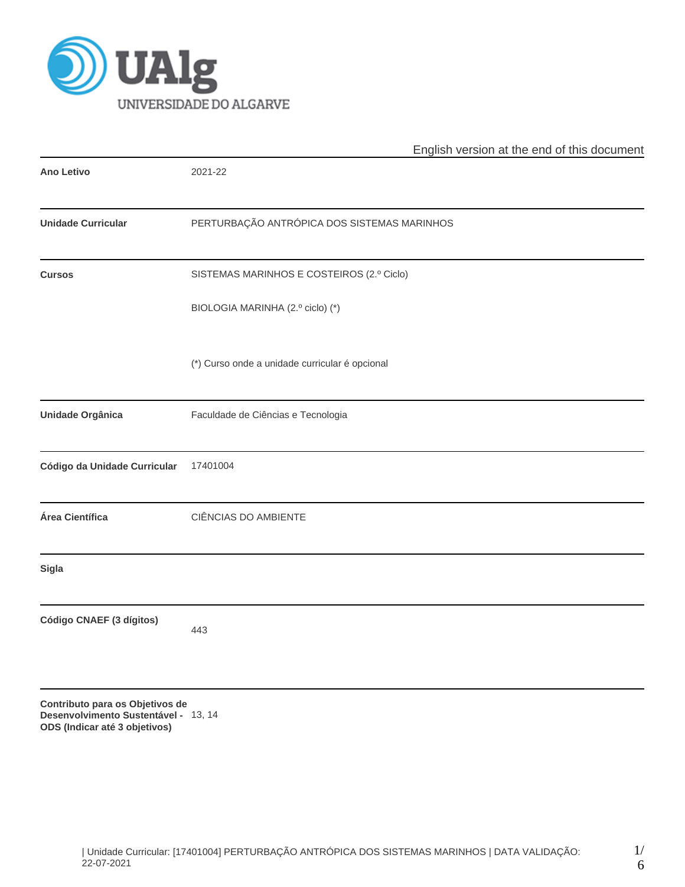English version at the end of this document

| | |
|---|---|
| **Ano Letivo** | 2021-22 |
| **Unidade Curricular** | PERTURBAÇÃO ANTRÓPICA DOS SISTEMAS MARINHOS |
| **Cursos** | SISTEMAS MARINHOS E COSTEIROS (2.º Ciclo)<br><br>BIOLOGIA MARINHA (2.º ciclo) (*)<br><br>(*) Curso onde a unidade curricular é opcional |
| **Unidade Orgânica** | Faculdade de Ciências e Tecnologia |
| **Código da Unidade Curricular** | 17401004 |
| **Área Científica** | CIÊNCIAS DO AMBIENTE |
| **Sigla** | |
| **Código CNAEF (3 dígitos)** | 443 |
| **Contributo para os Objetivos de Desenvolvimento Sustentável - ODS (Indicar até 3 objetivos)** | 13, 14 |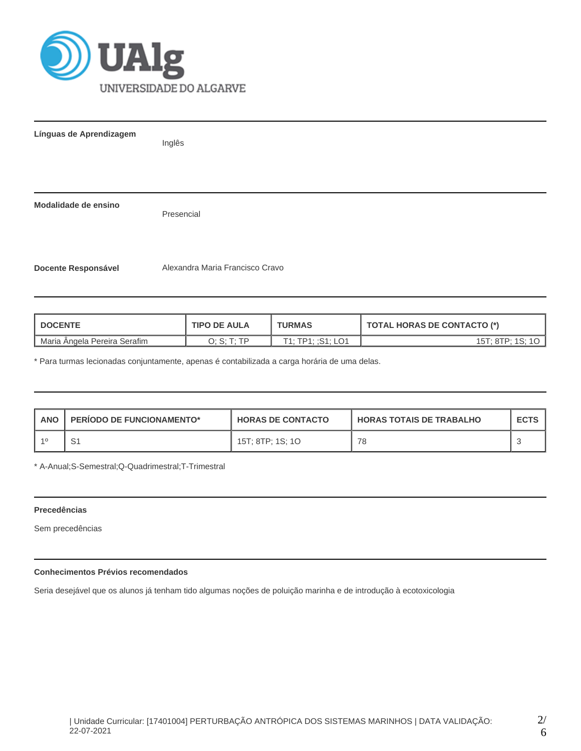**Línguas de Aprendizagem**

Inglês

**Modalidade de ensino**

Presencial

**Docente Responsável**

Alexandra Maria Francisco Cravo

| DOCENTE | TIPO DE AULA | TURMAS | TOTAL HORAS DE CONTACTO (*) |
|---|---|---|---|
| Maria Ângela Pereira Serafim | O; S; T; TP | T1; TP1; ;S1; LO1 | 15T; 8TP; 1S; 1O |

* Para turmas lecionadas conjuntamente, apenas é contabilizada a carga horária de uma delas.

| ANO | PERÍODO DE FUNCIONAMENTO* | HORAS DE CONTACTO | HORAS TOTAIS DE TRABALHO | ECTS |
|---|---|---|---|---|
| 1º | S1 | 15T; 8TP; 1S; 1O | 78 | 3 |

* A-Anual;S-Semestral;Q-Quadrimestral;T-Trimestral

**Precedências**

Sem precedências

**Conhecimentos Prévios recomendados**

Seria desejável que os alunos já tenham tido algumas noções de poluição marinha e de introdução à ecotoxicologia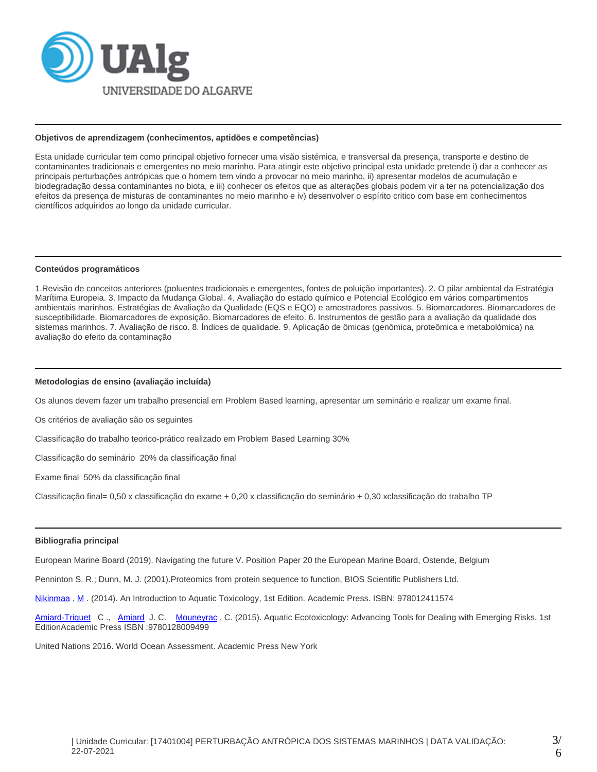#### Objetivos de aprendizagem (conhecimentos, aptidões e competências)

Esta unidade curricular tem como principal objetivo fornecer uma visão sistémica, e transversal da presença, transporte e destino de contaminantes tradicionais e emergentes no meio marinho. Para atingir este objetivo principal esta unidade pretende i) dar a conhecer as principais perturbações antrópicas que o homem tem vindo a provocar no meio marinho, ii) apresentar modelos de acumulação e biodegradação dessa contaminantes no biota, e iii) conhecer os efeitos que as alterações globais podem vir a ter na potencialização dos efeitos da presença de misturas de contaminantes no meio marinho e iv) desenvolver o espírito critico com base em conhecimentos científicos adquiridos ao longo da unidade curricular.

#### Conteúdos programáticos

1.Revisão de conceitos anteriores (poluentes tradicionais e emergentes, fontes de poluição importantes). 2. O pilar ambiental da Estratégia Marítima Europeia. 3. Impacto da Mudança Global. 4. Avaliação do estado químico e Potencial Ecológico em vários compartimentos ambientais marinhos. Estratégias de Avaliação da Qualidade (EQS e EQO) e amostradores passivos. 5. Biomarcadores. Biomarcadores de susceptibilidade. Biomarcadores de exposição. Biomarcadores de efeito. 6. Instrumentos de gestão para a avaliação da qualidade dos sistemas marinhos. 7. Avaliação de risco. 8. Índices de qualidade. 9. Aplicação de ômicas (genômica, proteômica e metabolómica) na avaliação do efeito da contaminação

#### Metodologias de ensino (avaliação incluída)

Os alunos devem fazer um trabalho presencial em Problem Based learning, apresentar um seminário e realizar um exame final.

Os critérios de avaliação são os seguintes

Classificação do trabalho teorico-prático realizado em Problem Based Learning 30%

Classificação do seminário 20% da classificação final

Exame final 50% da classificação final

Classificação final= 0,50 x classificação do exame + 0,20 x classificação do seminário + 0,30 xclassificação do trabalho TP

#### Bibliografia principal

European Marine Board (2019). Navigating the future V. Position Paper 20 the European Marine Board, Ostende, Belgium

Penninton S. R.; Dunn, M. J. (2001).Proteomics from protein sequence to function, BIOS Scientific Publishers Ltd.

Nikinmaa , M . (2014). An Introduction to Aquatic Toxicology, 1st Edition. Academic Press. ISBN: 978012411574

Amiard-Triquet C ., Amiard J. C. Mouneyrac , C. (2015). Aquatic Ecotoxicology: Advancing Tools for Dealing with Emerging Risks, 1st EditionAcademic Press ISBN :9780128009499

United Nations 2016. World Ocean Assessment. Academic Press New York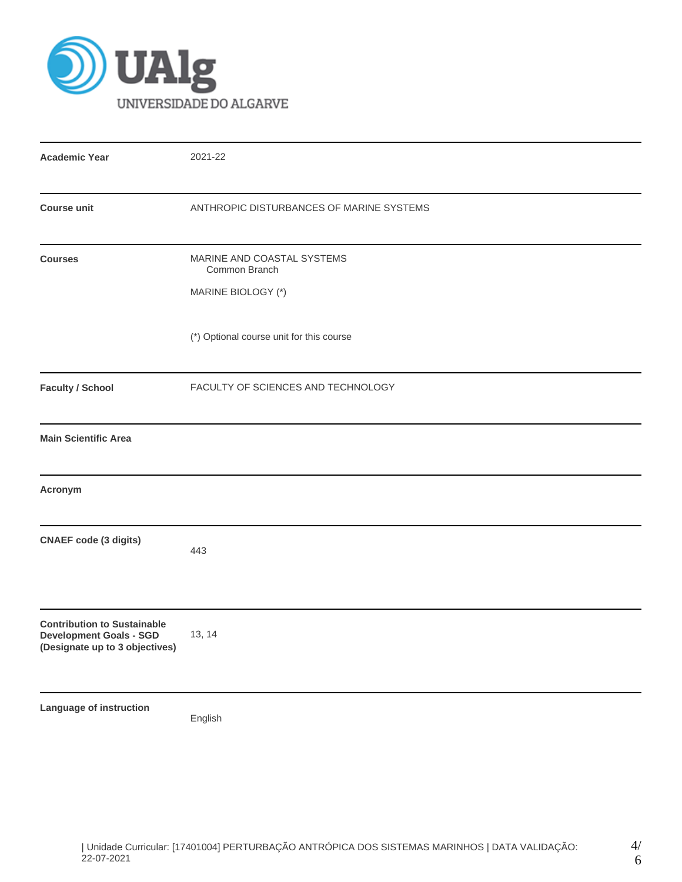| | |
|---|---|
| **Academic Year** | 2021-22 |
| **Course unit** | ANTHROPIC DISTURBANCES OF MARINE SYSTEMS |
| **Courses** | MARINE AND COASTAL SYSTEMS<br>Common Branch<br><br>MARINE BIOLOGY (*)<br><br>(*) Optional course unit for this course |
| **Faculty / School** | FACULTY OF SCIENCES AND TECHNOLOGY |
| **Main Scientific Area** | |
| **Acronym** | |
| **CNAEF code (3 digits)** | 443 |
| **Contribution to Sustainable Development Goals - SGD (Designate up to 3 objectives)** | 13, 14 |
| **Language of instruction** | English |

| Unidade Curricular: [17401004] PERTURBAÇÃO ANTRÓPICA DOS SISTEMAS MARINHOS | DATA VALIDAÇÃO: 22-07-2021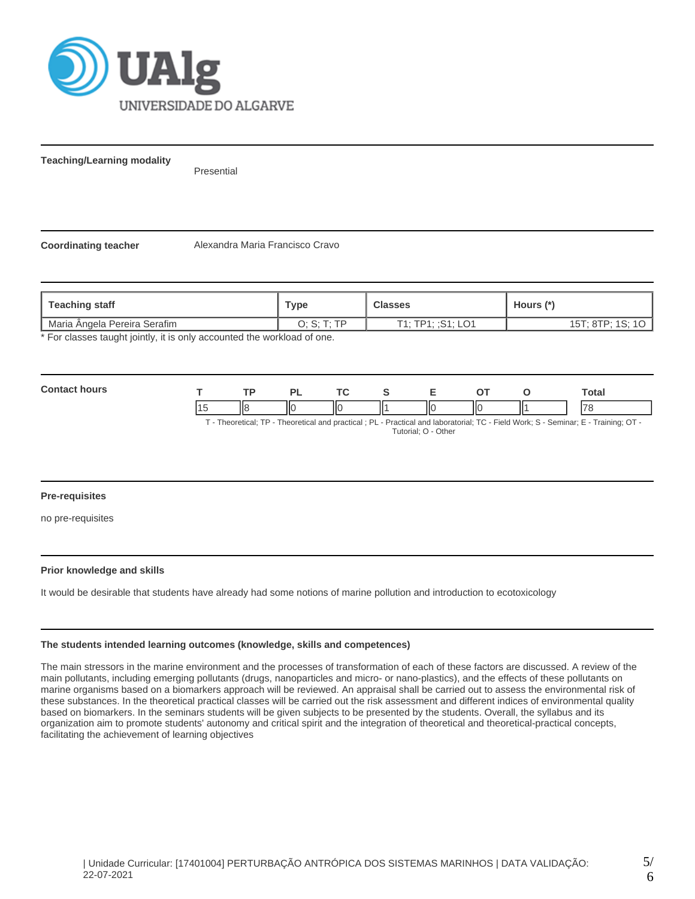**Teaching/Learning modality**

Presential

**Coordinating teacher**

Alexandra Maria Francisco Cravo

| Teaching staff | Type | Classes | Hours (*) |
|---|---|---|---|
| Maria Ângela Pereira Serafim | O; S; T; TP | T1; TP1; ;S1; LO1 | 15T; 8TP; 1S; 1O |

* For classes taught jointly, it is only accounted the workload of one.

**Contact hours**

| T | TP | PL | TC | S | E | OT | O | Total |
|---|---|---|---|---|---|---|---|---|
| 15 | 8 | 0 | 0 | 1 | 0 | 0 | 1 | 78 |

T - Theoretical; TP - Theoretical and practical ; PL - Practical and laboratorial; TC - Field Work; S - Seminar; E - Training; OT - Tutorial; O - Other

**Pre-requisites**

no pre-requisites

**Prior knowledge and skills**

It would be desirable that students have already had some notions of marine pollution and introduction to ecotoxicology

**The students intended learning outcomes (knowledge, skills and competences)**

The main stressors in the marine environment and the processes of transformation of each of these factors are discussed. A review of the main pollutants, including emerging pollutants (drugs, nanoparticles and micro- or nano-plastics), and the effects of these pollutants on marine organisms based on a biomarkers approach will be reviewed. An appraisal shall be carried out to assess the environmental risk of these substances. In the theoretical practical classes will be carried out the risk assessment and different indices of environmental quality based on biomarkers. In the seminars students will be given subjects to be presented by the students. Overall, the syllabus and its organization aim to promote students' autonomy and critical spirit and the integration of theoretical and theoretical-practical concepts, facilitating the achievement of learning objectives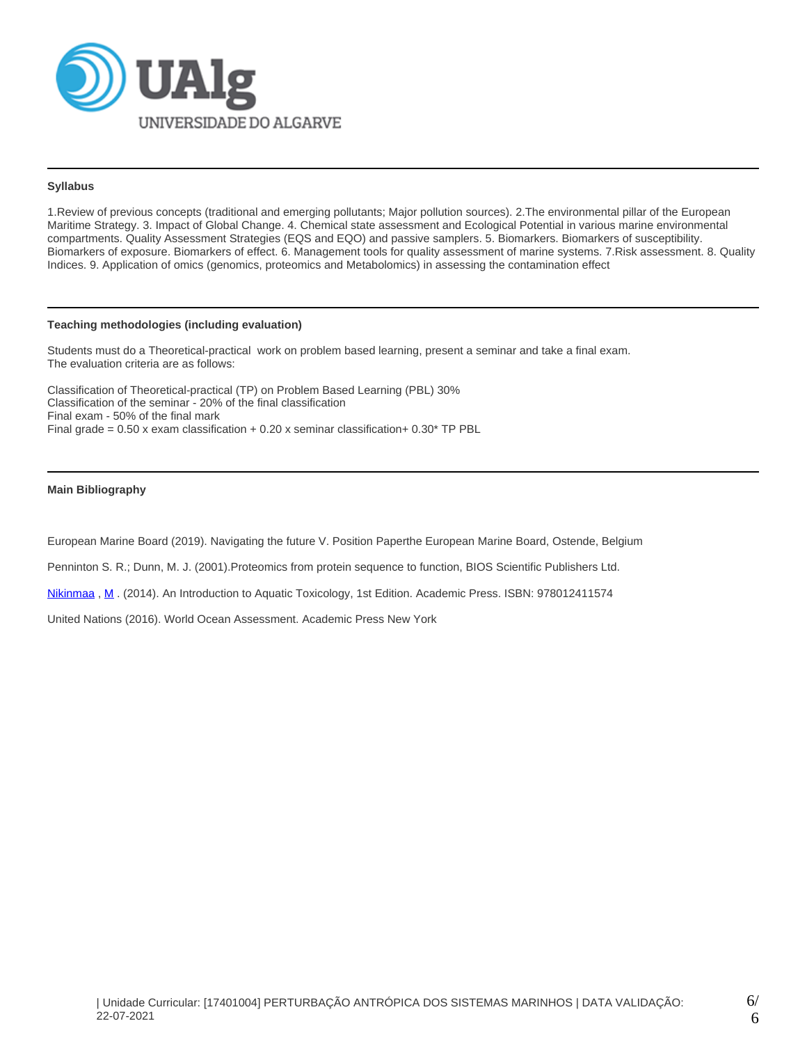## Syllabus

1.Review of previous concepts (traditional and emerging pollutants; Major pollution sources). 2.The environmental pillar of the European Maritime Strategy. 3. Impact of Global Change. 4. Chemical state assessment and Ecological Potential in various marine environmental compartments. Quality Assessment Strategies (EQS and EQO) and passive samplers. 5. Biomarkers. Biomarkers of susceptibility. Biomarkers of exposure. Biomarkers of effect. 6. Management tools for quality assessment of marine systems. 7.Risk assessment. 8. Quality Indices. 9. Application of omics (genomics, proteomics and Metabolomics) in assessing the contamination effect

## Teaching methodologies (including evaluation)

Students must do a Theoretical-practical work on problem based learning, present a seminar and take a final exam.
The evaluation criteria are as follows:

Classification of Theoretical-practical (TP) on Problem Based Learning (PBL) 30%
Classification of the seminar - 20% of the final classification
Final exam - 50% of the final mark
Final grade = 0.50 x exam classification + 0.20 x seminar classification+ 0.30* TP PBL

## Main Bibliography

European Marine Board (2019). Navigating the future V. Position Paperthe European Marine Board, Ostende, Belgium

Penninton S. R.; Dunn, M. J. (2001).Proteomics from protein sequence to function, BIOS Scientific Publishers Ltd.

Nikinmaa , M . (2014). An Introduction to Aquatic Toxicology, 1st Edition. Academic Press. ISBN: 978012411574

United Nations (2016). World Ocean Assessment. Academic Press New York